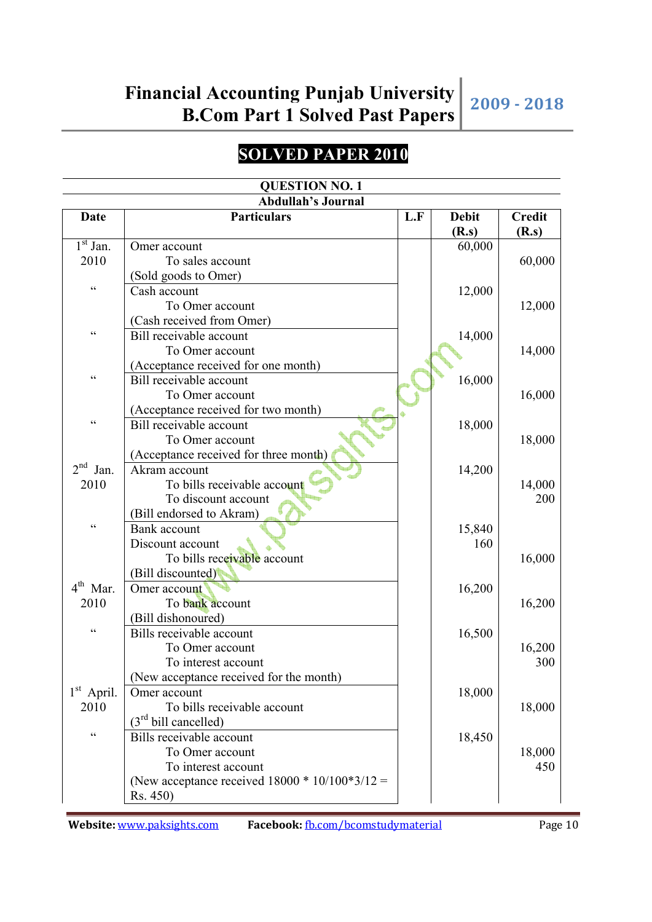# SOLVED PAPER 2010

## QUESTION NO. 1

**Abdullah's Journal**

| Date | Particulars | L.F | Debit (R.s) | Credit (R.s) |
|---|---|---|---|---|
| 1st Jan. 2010 | Omer account | | 60,000 | |
| | To sales account | | | 60,000 |
| | (Sold goods to Omer) | | | |
| " | Cash account | | 12,000 | |
| | To Omer account | | | 12,000 |
| | (Cash received from Omer) | | | |
| " | Bill receivable account | | 14,000 | |
| | To Omer account | | | 14,000 |
| | (Acceptance received for one month) | | | |
| " | Bill receivable account | | 16,000 | |
| | To Omer account | | | 16,000 |
| | (Acceptance received for two month) | | | |
| " | Bill receivable account | | 18,000 | |
| | To Omer account | | | 18,000 |
| | (Acceptance received for three month) | | | |
| 2nd Jan. 2010 | Akram account | | 14,200 | |
| | To bills receivable account | | | 14,000 |
| | To discount account | | | 200 |
| | (Bill endorsed to Akram) | | | |
| " | Bank account | | 15,840 | |
| | Discount account | | 160 | |
| | To bills receivable account | | | 16,000 |
| | (Bill discounted) | | | |
| 4th Mar. 2010 | Omer account | | 16,200 | |
| | To bank account | | | 16,200 |
| | (Bill dishonoured) | | | |
| " | Bills receivable account | | 16,500 | |
| | To Omer account | | | 16,200 |
| | To interest account | | | 300 |
| | (New acceptance received for the month) | | | |
| 1st April. 2010 | Omer account | | 18,000 | |
| | To bills receivable account | | | 18,000 |
| | (3rd bill cancelled) | | | |
| " | Bills receivable account | | 18,450 | |
| | To Omer account | | | 18,000 |
| | To interest account | | | 450 |
| | (New acceptance received 18000 * 10/100*3/12 = Rs. 450) | | | |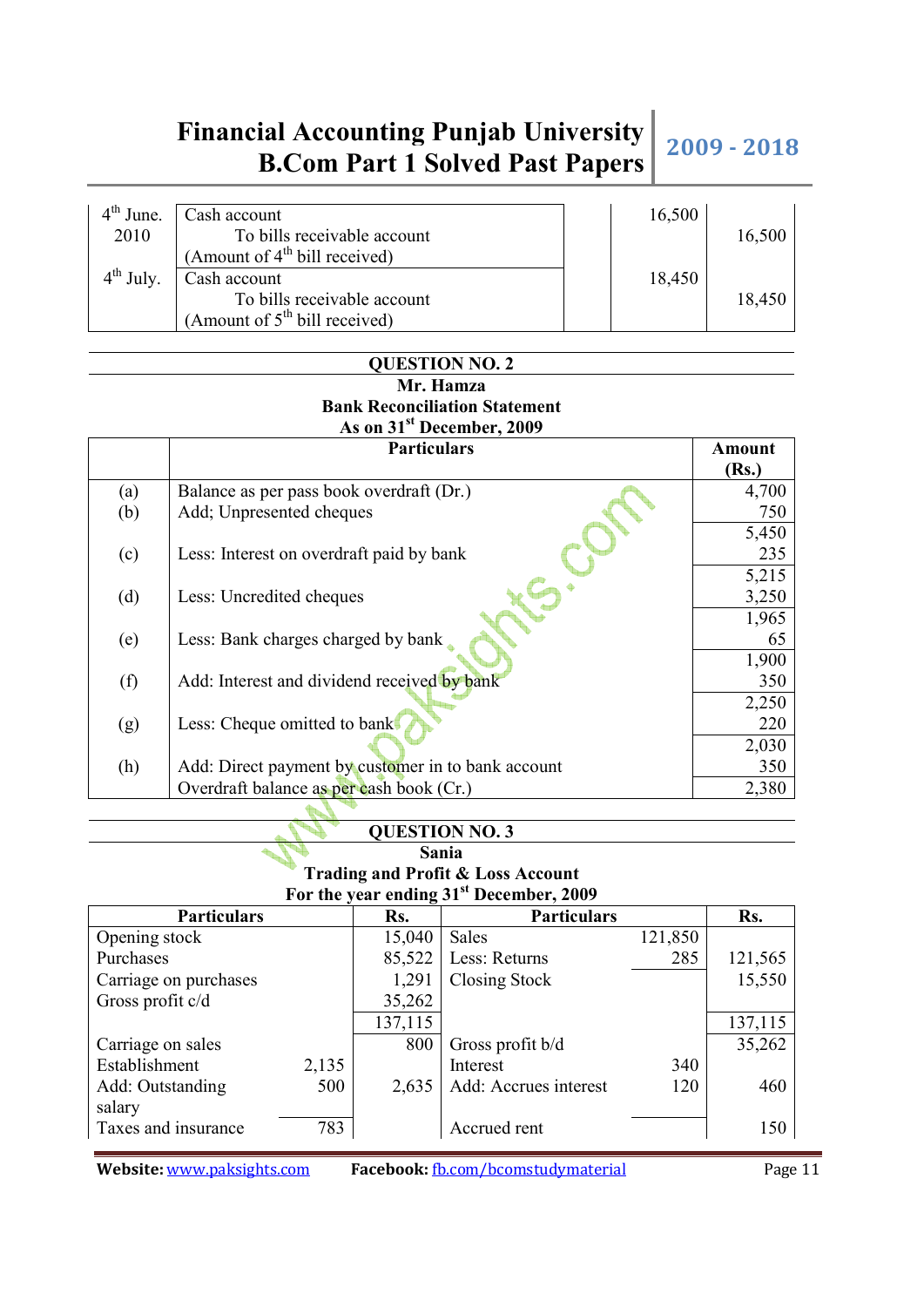| | | | |
|---|---|---|---|
| 4th June. 2010 | Cash account<br>To bills receivable account<br>(Amount of 4th bill received) | 16,500 | 16,500 |
| 4th July. | Cash account<br>To bills receivable account<br>(Amount of 5th bill received) | 18,450 | 18,450 |

## QUESTION NO. 2

**Mr. Hamza**
**Bank Reconciliation Statement**
**As on 31st December, 2009**

| | Particulars | Amount (Rs.) |
|---|---|---|
| (a) | Balance as per pass book overdraft (Dr.) | 4,700 |
| (b) | Add; Unpresented cheques | 750 |
| | | 5,450 |
| (c) | Less: Interest on overdraft paid by bank | 235 |
| | | 5,215 |
| (d) | Less: Uncredited cheques | 3,250 |
| | | 1,965 |
| (e) | Less: Bank charges charged by bank | 65 |
| | | 1,900 |
| (f) | Add: Interest and dividend received by bank | 350 |
| | | 2,250 |
| (g) | Less: Cheque omitted to bank | 220 |
| | | 2,030 |
| (h) | Add: Direct payment by customer in to bank account | 350 |
| | Overdraft balance as per cash book (Cr.) | 2,380 |

## QUESTION NO. 3

**Sania**
**Trading and Profit & Loss Account**
**For the year ending 31st December, 2009**

| Particulars | | Rs. | Particulars | | Rs. |
|---|---|---|---|---|---|
| Opening stock | | 15,040 | Sales | 121,850 | |
| Purchases | | 85,522 | Less: Returns | 285 | 121,565 |
| Carriage on purchases | | 1,291 | Closing Stock | | 15,550 |
| Gross profit c/d | | 35,262 | | | |
| | | 137,115 | | | 137,115 |
| Carriage on sales | | 800 | Gross profit b/d | | 35,262 |
| Establishment | 2,135 | | Interest | 340 | |
| Add: Outstanding salary | 500 | 2,635 | Add: Accrues interest | 120 | 460 |
| Taxes and insurance | 783 | | Accrued rent | | 150 |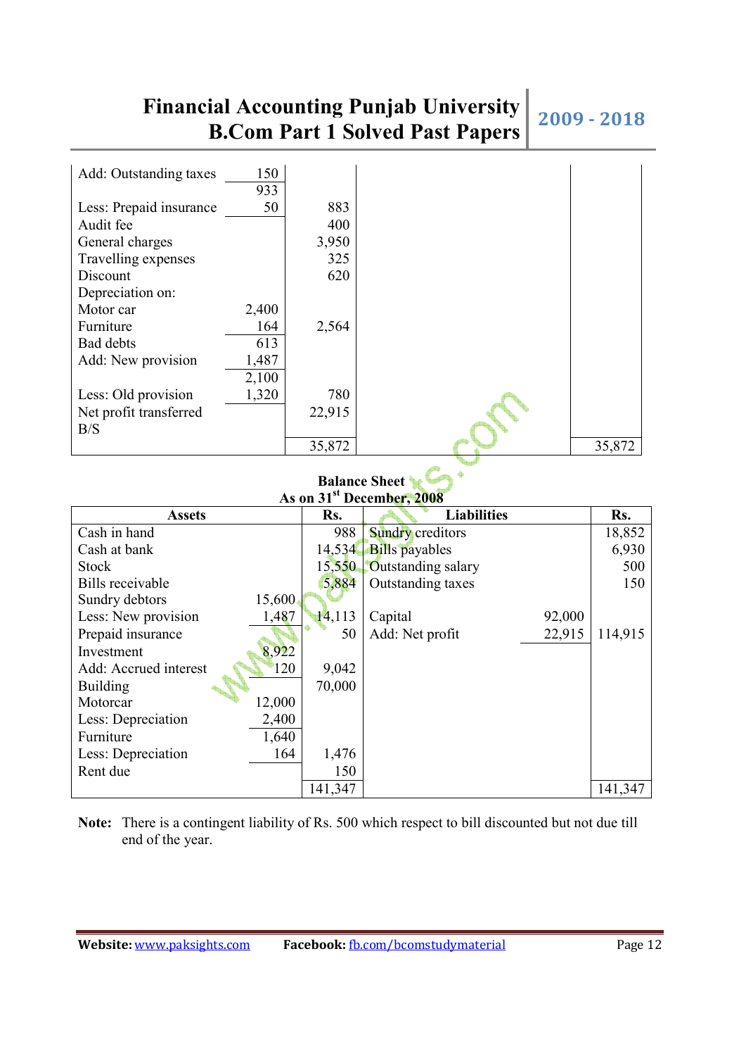| | | | | |
|---|---|---|---|---|
| Add: Outstanding taxes | 150 | | | |
| | 933 | | | |
| Less: Prepaid insurance | 50 | 883 | | |
| Audit fee | | 400 | | |
| General charges | | 3,950 | | |
| Travelling expenses | | 325 | | |
| Discount | | 620 | | |
| Depreciation on: | | | | |
| Motor car | 2,400 | | | |
| Furniture | 164 | 2,564 | | |
| Bad debts | 613 | | | |
| Add: New provision | 1,487 | | | |
| | 2,100 | | | |
| Less: Old provision | 1,320 | 780 | | |
| Net profit transferred B/S | | 22,915 | | |
| | | 35,872 | | 35,872 |

**Balance Sheet**
**As on 31st December, 2008**

| Assets | | Rs. | Liabilities | | Rs. |
|---|---|---|---|---|---|
| Cash in hand | | 988 | Sundry creditors | | 18,852 |
| Cash at bank | | 14,534 | Bills payables | | 6,930 |
| Stock | | 15,550 | Outstanding salary | | 500 |
| Bills receivable | | 5,884 | Outstanding taxes | | 150 |
| Sundry debtors | 15,600 | | | | |
| Less: New provision | 1,487 | 14,113 | Capital | 92,000 | |
| Prepaid insurance | | 50 | Add: Net profit | 22,915 | 114,915 |
| Investment | 8,922 | | | | |
| Add: Accrued interest | 120 | 9,042 | | | |
| Building | | 70,000 | | | |
| Motorcar | 12,000 | | | | |
| Less: Depreciation | 2,400 | | | | |
| Furniture | 1,640 | | | | |
| Less: Depreciation | 164 | 1,476 | | | |
| Rent due | | 150 | | | |
| | | 141,347 | | | 141,347 |

**Note:** There is a contingent liability of Rs. 500 which respect to bill discounted but not due till end of the year.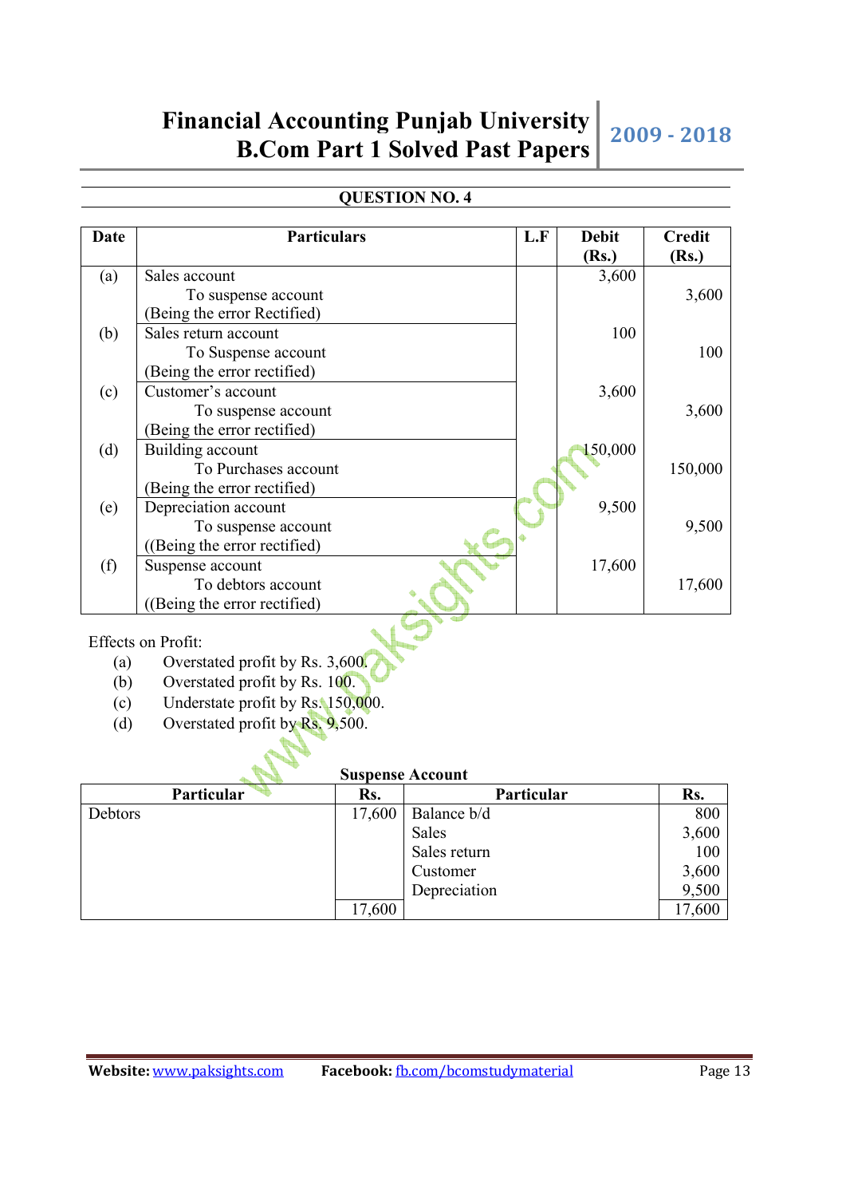## QUESTION NO. 4

| Date | Particulars | L.F | Debit (Rs.) | Credit (Rs.) |
|---|---|---|---|---|
| (a) | Sales account | | 3,600 | |
| | To suspense account | | | 3,600 |
| | (Being the error Rectified) | | | |
| (b) | Sales return account | | 100 | |
| | To Suspense account | | | 100 |
| | (Being the error rectified) | | | |
| (c) | Customer's account | | 3,600 | |
| | To suspense account | | | 3,600 |
| | (Being the error rectified) | | | |
| (d) | Building account | | 150,000 | |
| | To Purchases account | | | 150,000 |
| | (Being the error rectified) | | | |
| (e) | Depreciation account | | 9,500 | |
| | To suspense account | | | 9,500 |
| | ((Being the error rectified) | | | |
| (f) | Suspense account | | 17,600 | |
| | To debtors account | | | 17,600 |
| | ((Being the error rectified) | | | |

Effects on Profit:

(a) Overstated profit by Rs. 3,600.
(b) Overstated profit by Rs. 100.
(c) Understate profit by Rs. 150,000.
(d) Overstated profit by Rs. 9,500.

**Suspense Account**

| Particular | Rs. | Particular | Rs. |
|---|---|---|---|
| Debtors | 17,600 | Balance b/d | 800 |
| | | Sales | 3,600 |
| | | Sales return | 100 |
| | | Customer | 3,600 |
| | | Depreciation | 9,500 |
| | 17,600 | | 17,600 |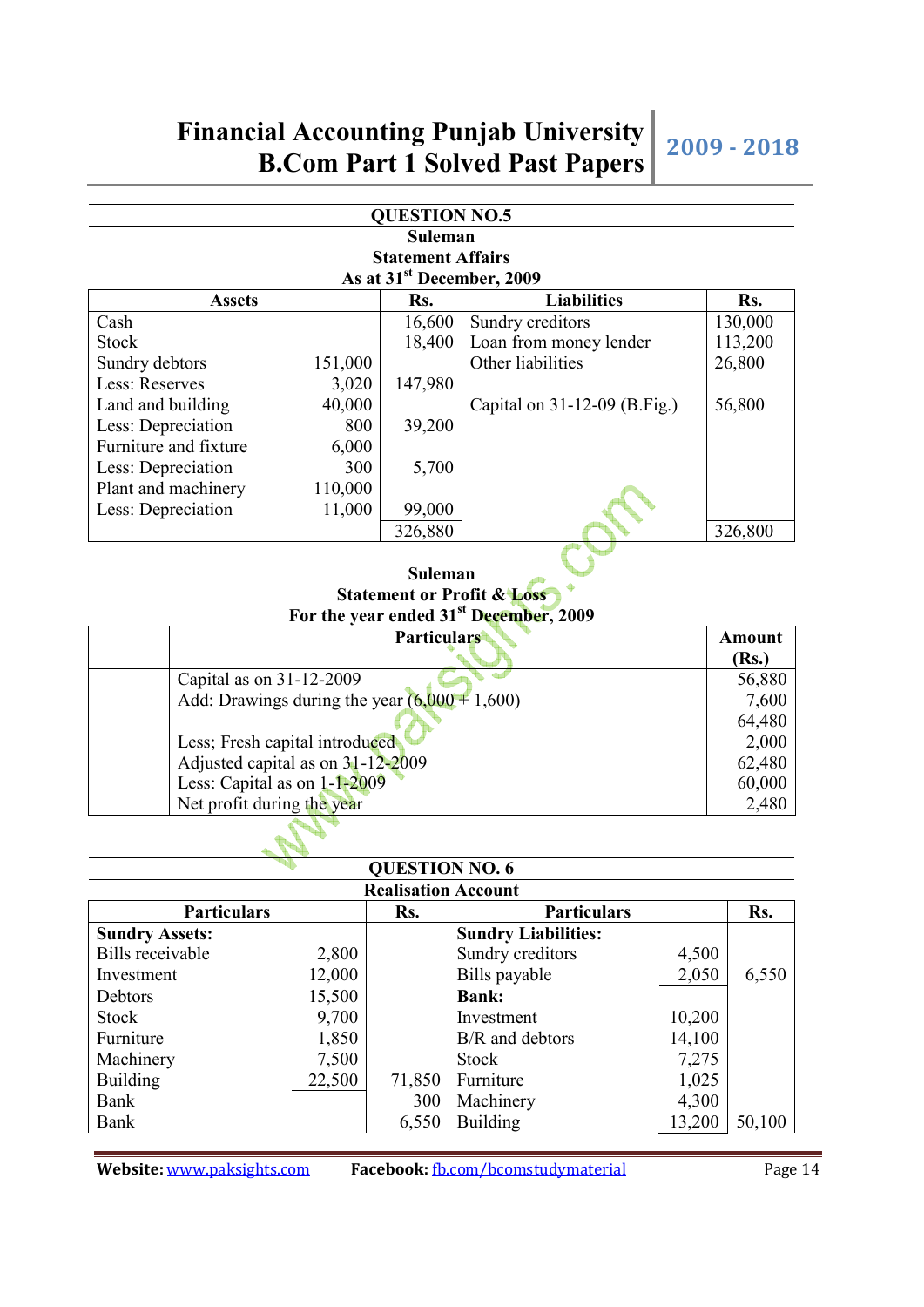## QUESTION NO.5

### Suleman
### Statement Affairs
### As at 31st December, 2009

| Assets | | Rs. | Liabilities | Rs. |
|---|---|---|---|---|
| Cash | | 16,600 | Sundry creditors | 130,000 |
| Stock | | 18,400 | Loan from money lender | 113,200 |
| Sundry debtors | 151,000 | | Other liabilities | 26,800 |
| Less: Reserves | 3,020 | 147,980 | | |
| Land and building | 40,000 | | Capital on 31-12-09 (B.Fig.) | 56,800 |
| Less: Depreciation | 800 | 39,200 | | |
| Furniture and fixture | 6,000 | | | |
| Less: Depreciation | 300 | 5,700 | | |
| Plant and machinery | 110,000 | | | |
| Less: Depreciation | 11,000 | 99,000 | | |
| | | 326,880 | | 326,800 |

### Suleman
### Statement or Profit & Loss
### For the year ended 31st December, 2009

| | Particulars | Amount (Rs.) |
|---|---|---|
| | Capital as on 31-12-2009 | 56,880 |
| | Add: Drawings during the year (6,000 + 1,600) | 7,600 |
| | | 64,480 |
| | Less; Fresh capital introduced | 2,000 |
| | Adjusted capital as on 31-12-2009 | 62,480 |
| | Less: Capital as on 1-1-2009 | 60,000 |
| | Net profit during the year | 2,480 |

## QUESTION NO. 6

### Realisation Account

| Particulars | | Rs. | Particulars | | Rs. |
|---|---|---|---|---|---|
| **Sundry Assets:** | | | **Sundry Liabilities:** | | |
| Bills receivable | 2,800 | | Sundry creditors | 4,500 | |
| Investment | 12,000 | | Bills payable | 2,050 | 6,550 |
| Debtors | 15,500 | | **Bank:** | | |
| Stock | 9,700 | | Investment | 10,200 | |
| Furniture | 1,850 | | B/R and debtors | 14,100 | |
| Machinery | 7,500 | | Stock | 7,275 | |
| Building | 22,500 | 71,850 | Furniture | 1,025 | |
| Bank | | 300 | Machinery | 4,300 | |
| Bank | | 6,550 | Building | 13,200 | 50,100 |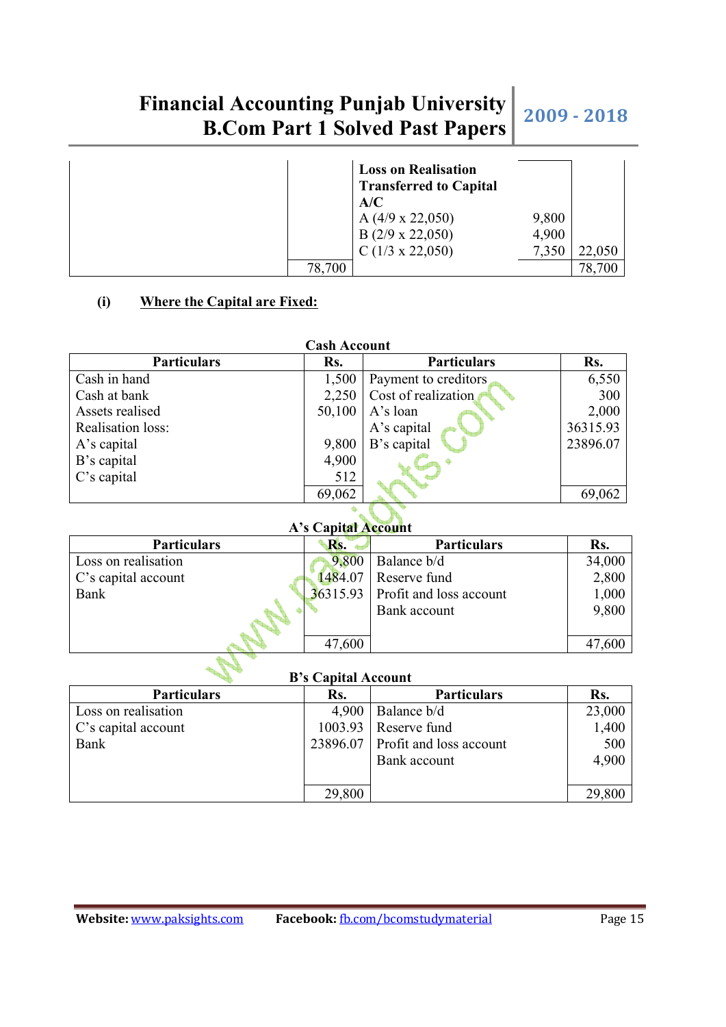| | | | | |
|---|---|---|---|---|
| | | **Loss on Realisation Transferred to Capital A/C** | | |
| | | A (4/9 x 22,050) | 9,800 | |
| | | B (2/9 x 22,050) | 4,900 | |
| | | C (1/3 x 22,050) | 7,350 | 22,050 |
| | 78,700 | | | 78,700 |

**(i) Where the Capital are Fixed:**

**Cash Account**

| Particulars | Rs. | Particulars | Rs. |
|---|---|---|---|
| Cash in hand | 1,500 | Payment to creditors | 6,550 |
| Cash at bank | 2,250 | Cost of realization | 300 |
| Assets realised | 50,100 | A's loan | 2,000 |
| Realisation loss: | | A's capital | 36315.93 |
| A's capital | 9,800 | B's capital | 23896.07 |
| B's capital | 4,900 | | |
| C's capital | 512 | | |
| | 69,062 | | 69,062 |

**A's Capital Account**

| Particulars | Rs. | Particulars | Rs. |
|---|---|---|---|
| Loss on realisation | 9,800 | Balance b/d | 34,000 |
| C's capital account | 1484.07 | Reserve fund | 2,800 |
| Bank | 36315.93 | Profit and loss account | 1,000 |
| | | Bank account | 9,800 |
| | 47,600 | | 47,600 |

**B's Capital Account**

| Particulars | Rs. | Particulars | Rs. |
|---|---|---|---|
| Loss on realisation | 4,900 | Balance b/d | 23,000 |
| C's capital account | 1003.93 | Reserve fund | 1,400 |
| Bank | 23896.07 | Profit and loss account | 500 |
| | | Bank account | 4,900 |
| | 29,800 | | 29,800 |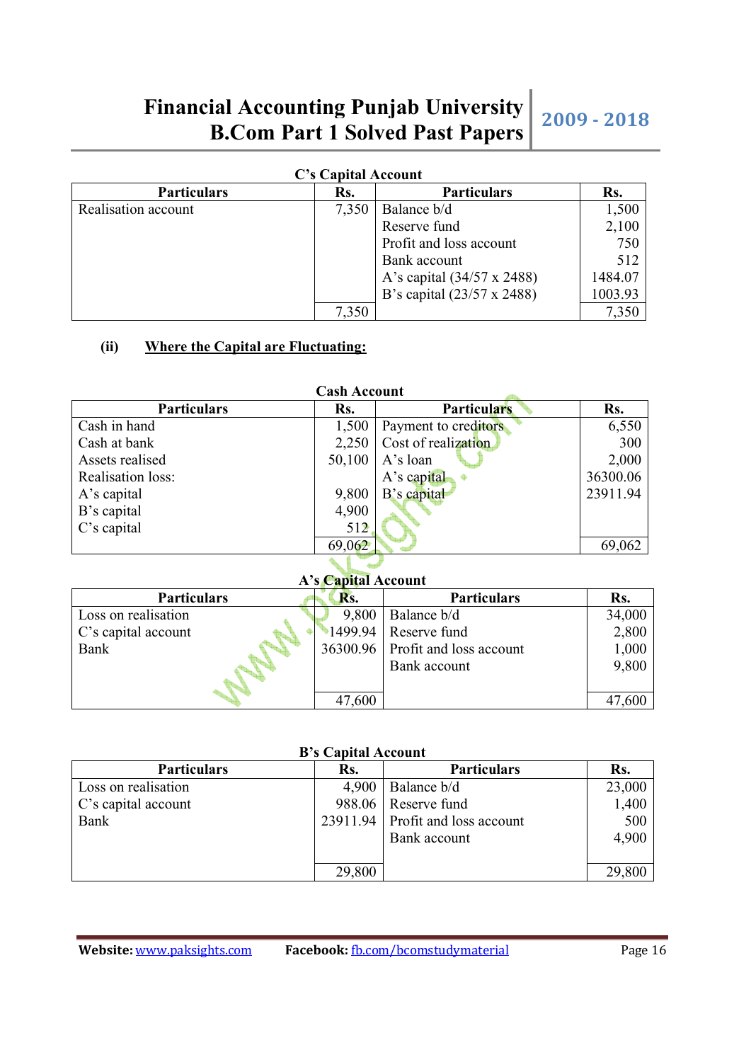**C's Capital Account**

| Particulars | Rs. | Particulars | Rs. |
|---|---|---|---|
| Realisation account | 7,350 | Balance b/d | 1,500 |
| | | Reserve fund | 2,100 |
| | | Profit and loss account | 750 |
| | | Bank account | 512 |
| | | A's capital (34/57 x 2488) | 1484.07 |
| | | B's capital (23/57 x 2488) | 1003.93 |
| | 7,350 | | 7,350 |

**(ii) <u>Where the Capital are Fluctuating:</u>**

**Cash Account**

| Particulars | Rs. | Particulars | Rs. |
|---|---|---|---|
| Cash in hand | 1,500 | Payment to creditors | 6,550 |
| Cash at bank | 2,250 | Cost of realization | 300 |
| Assets realised | 50,100 | A's loan | 2,000 |
| Realisation loss: | | A's capital | 36300.06 |
| A's capital | 9,800 | B's capital | 23911.94 |
| B's capital | 4,900 | | |
| C's capital | 512 | | |
| | 69,062 | | 69,062 |

**A's Capital Account**

| Particulars | Rs. | Particulars | Rs. |
|---|---|---|---|
| Loss on realisation | 9,800 | Balance b/d | 34,000 |
| C's capital account | 1499.94 | Reserve fund | 2,800 |
| Bank | 36300.96 | Profit and loss account | 1,000 |
| | | Bank account | 9,800 |
| | 47,600 | | 47,600 |

**B's Capital Account**

| Particulars | Rs. | Particulars | Rs. |
|---|---|---|---|
| Loss on realisation | 4,900 | Balance b/d | 23,000 |
| C's capital account | 988.06 | Reserve fund | 1,400 |
| Bank | 23911.94 | Profit and loss account | 500 |
| | | Bank account | 4,900 |
| | 29,800 | | 29,800 |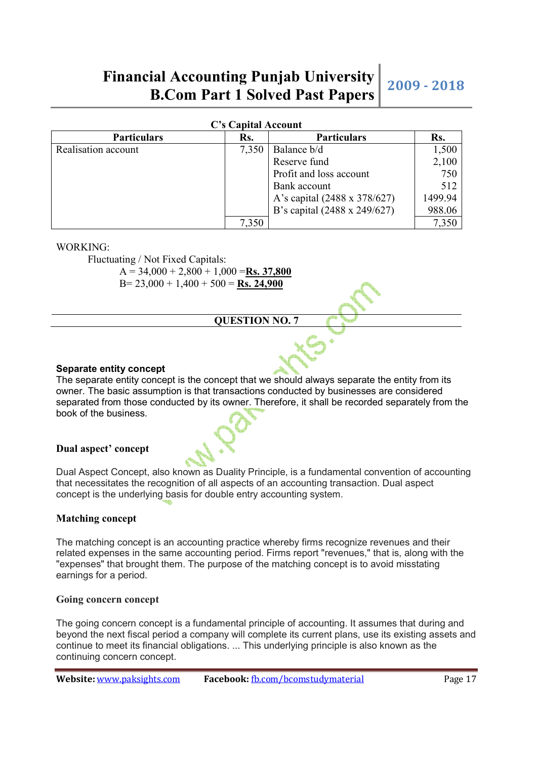**C's Capital Account**

| Particulars | Rs. | Particulars | Rs. |
|---|---|---|---|
| Realisation account | 7,350 | Balance b/d | 1,500 |
| | | Reserve fund | 2,100 |
| | | Profit and loss account | 750 |
| | | Bank account | 512 |
| | | A's capital (2488 x 378/627) | 1499.94 |
| | | B's capital (2488 x 249/627) | 988.06 |
| | 7,350 | | 7,350 |

WORKING:

Fluctuating / Not Fixed Capitals:

A = 34,000 + 2,800 + 1,000 =**Rs. 37,800**

B= 23,000 + 1,400 + 500 = **Rs. 24,900**

---

## QUESTION NO. 7

---

**Separate entity concept**

The separate entity concept is the concept that we should always separate the entity from its owner. The basic assumption is that transactions conducted by businesses are considered separated from those conducted by its owner. Therefore, it shall be recorded separately from the book of the business.

**Dual aspect' concept**

Dual Aspect Concept, also known as Duality Principle, is a fundamental convention of accounting that necessitates the recognition of all aspects of an accounting transaction. Dual aspect concept is the underlying basis for double entry accounting system.

**Matching concept**

The matching concept is an accounting practice whereby firms recognize revenues and their related expenses in the same accounting period. Firms report "revenues," that is, along with the "expenses" that brought them. The purpose of the matching concept is to avoid misstating earnings for a period.

**Going concern concept**

The going concern concept is a fundamental principle of accounting. It assumes that during and beyond the next fiscal period a company will complete its current plans, use its existing assets and continue to meet its financial obligations. ... This underlying principle is also known as the continuing concern concept.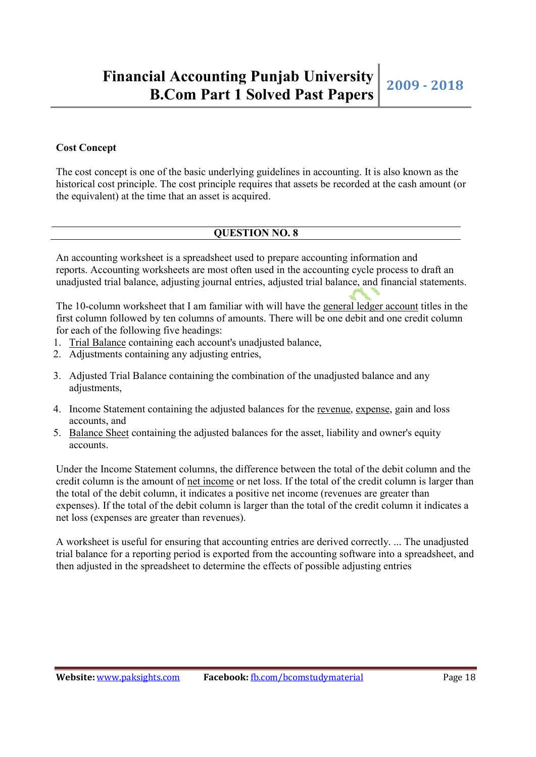**Cost Concept**

The cost concept is one of the basic underlying guidelines in accounting. It is also known as the historical cost principle. The cost principle requires that assets be recorded at the cash amount (or the equivalent) at the time that an asset is acquired.

## QUESTION NO. 8

An accounting worksheet is a spreadsheet used to prepare accounting information and reports. Accounting worksheets are most often used in the accounting cycle process to draft an unadjusted trial balance, adjusting journal entries, adjusted trial balance, and financial statements.

The 10-column worksheet that I am familiar with will have the general ledger account titles in the first column followed by ten columns of amounts. There will be one debit and one credit column for each of the following five headings:

1. Trial Balance containing each account's unadjusted balance,
2. Adjustments containing any adjusting entries,
3. Adjusted Trial Balance containing the combination of the unadjusted balance and any adjustments,
4. Income Statement containing the adjusted balances for the revenue, expense, gain and loss accounts, and
5. Balance Sheet containing the adjusted balances for the asset, liability and owner's equity accounts.

Under the Income Statement columns, the difference between the total of the debit column and the credit column is the amount of net income or net loss. If the total of the credit column is larger than the total of the debit column, it indicates a positive net income (revenues are greater than expenses). If the total of the debit column is larger than the total of the credit column it indicates a net loss (expenses are greater than revenues).

A worksheet is useful for ensuring that accounting entries are derived correctly. ... The unadjusted trial balance for a reporting period is exported from the accounting software into a spreadsheet, and then adjusted in the spreadsheet to determine the effects of possible adjusting entries